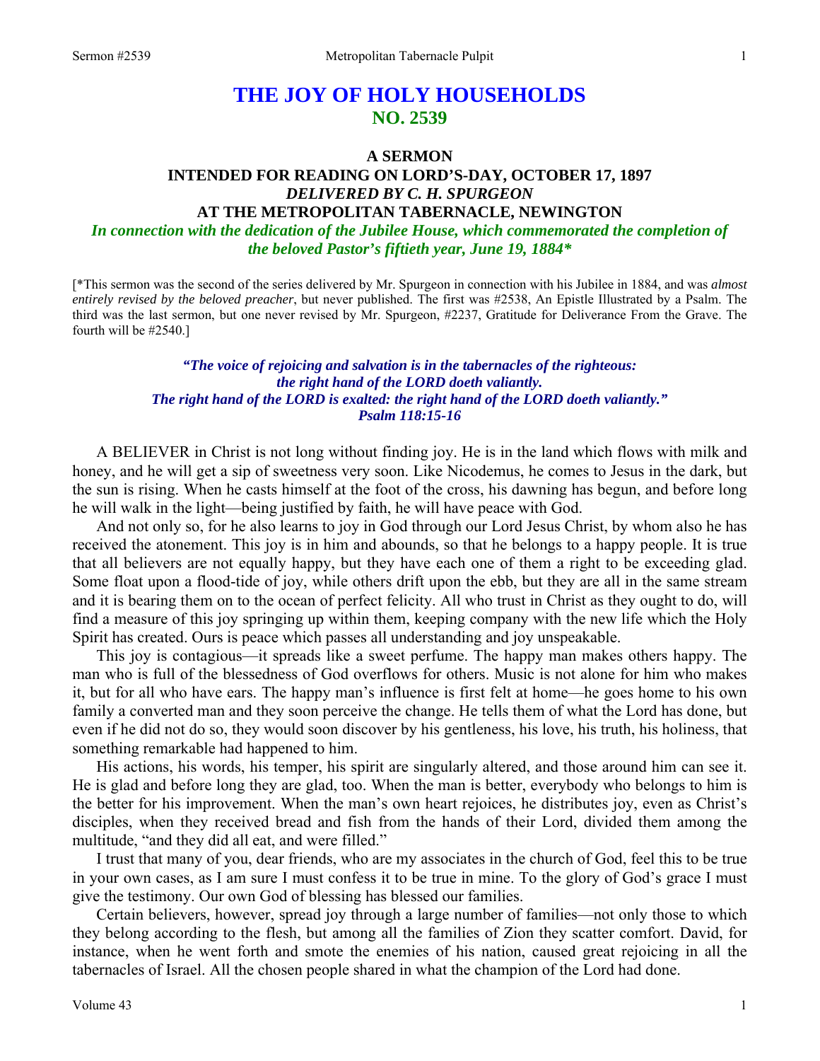# THE JOY OF HOLY HOUSEHOLDS
## NO. 2539

### A SERMON
### INTENDED FOR READING ON LORD'S-DAY, OCTOBER 17, 1897
### *DELIVERED BY C. H. SPURGEON*
### AT THE METROPOLITAN TABERNACLE, NEWINGTON

***In connection with the dedication of the Jubilee House, which commemorated the completion of the beloved Pastor's fiftieth year, June 19, 1884****

[*This sermon was the second of the series delivered by Mr. Spurgeon in connection with his Jubilee in 1884, and was *almost entirely revised by the beloved preacher*, but never published. The first was #2538, An Epistle Illustrated by a Psalm. The third was the last sermon, but one never revised by Mr. Spurgeon, #2237, Gratitude for Deliverance From the Grave. The fourth will be #2540.]

***"The voice of rejoicing and salvation is in the tabernacles of the righteous: the right hand of the LORD doeth valiantly. The right hand of the LORD is exalted: the right hand of the LORD doeth valiantly." Psalm 118:15-16***

A BELIEVER in Christ is not long without finding joy. He is in the land which flows with milk and honey, and he will get a sip of sweetness very soon. Like Nicodemus, he comes to Jesus in the dark, but the sun is rising. When he casts himself at the foot of the cross, his dawning has begun, and before long he will walk in the light—being justified by faith, he will have peace with God.

And not only so, for he also learns to joy in God through our Lord Jesus Christ, by whom also he has received the atonement. This joy is in him and abounds, so that he belongs to a happy people. It is true that all believers are not equally happy, but they have each one of them a right to be exceeding glad. Some float upon a flood-tide of joy, while others drift upon the ebb, but they are all in the same stream and it is bearing them on to the ocean of perfect felicity. All who trust in Christ as they ought to do, will find a measure of this joy springing up within them, keeping company with the new life which the Holy Spirit has created. Ours is peace which passes all understanding and joy unspeakable.

This joy is contagious—it spreads like a sweet perfume. The happy man makes others happy. The man who is full of the blessedness of God overflows for others. Music is not alone for him who makes it, but for all who have ears. The happy man's influence is first felt at home—he goes home to his own family a converted man and they soon perceive the change. He tells them of what the Lord has done, but even if he did not do so, they would soon discover by his gentleness, his love, his truth, his holiness, that something remarkable had happened to him.

His actions, his words, his temper, his spirit are singularly altered, and those around him can see it. He is glad and before long they are glad, too. When the man is better, everybody who belongs to him is the better for his improvement. When the man's own heart rejoices, he distributes joy, even as Christ's disciples, when they received bread and fish from the hands of their Lord, divided them among the multitude, "and they did all eat, and were filled."

I trust that many of you, dear friends, who are my associates in the church of God, feel this to be true in your own cases, as I am sure I must confess it to be true in mine. To the glory of God's grace I must give the testimony. Our own God of blessing has blessed our families.

Certain believers, however, spread joy through a large number of families—not only those to which they belong according to the flesh, but among all the families of Zion they scatter comfort. David, for instance, when he went forth and smote the enemies of his nation, caused great rejoicing in all the tabernacles of Israel. All the chosen people shared in what the champion of the Lord had done.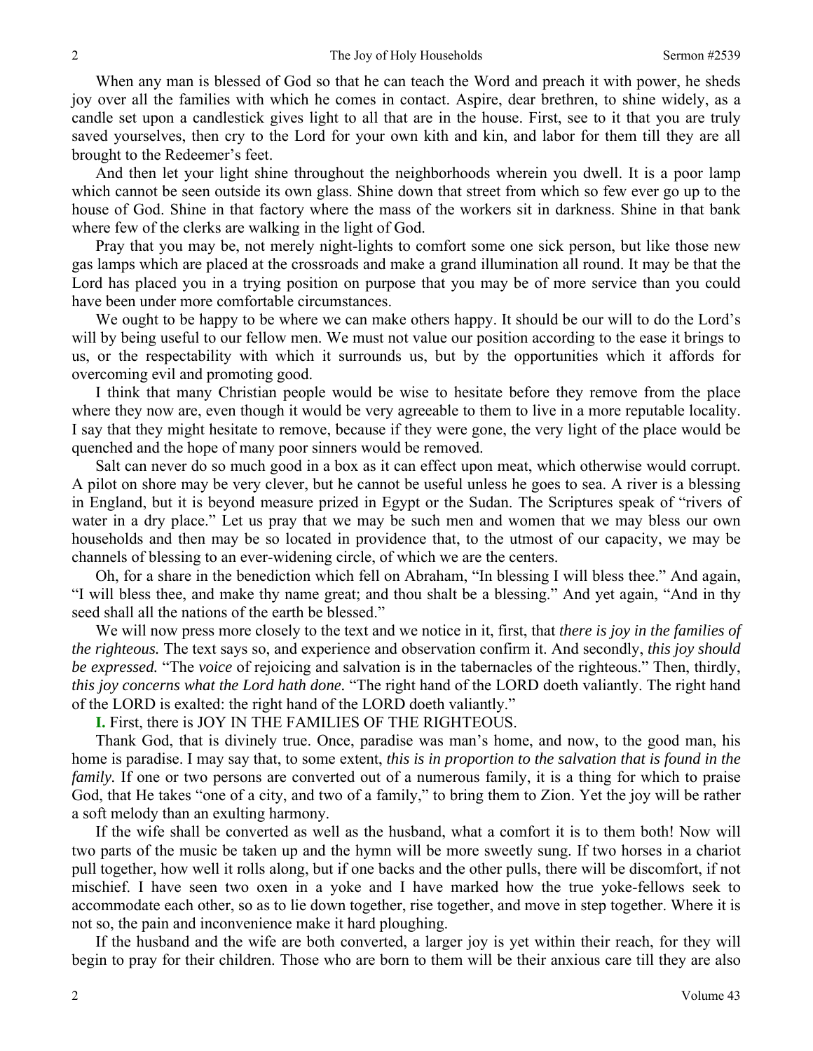When any man is blessed of God so that he can teach the Word and preach it with power, he sheds joy over all the families with which he comes in contact. Aspire, dear brethren, to shine widely, as a candle set upon a candlestick gives light to all that are in the house. First, see to it that you are truly saved yourselves, then cry to the Lord for your own kith and kin, and labor for them till they are all brought to the Redeemer's feet.

And then let your light shine throughout the neighborhoods wherein you dwell. It is a poor lamp which cannot be seen outside its own glass. Shine down that street from which so few ever go up to the house of God. Shine in that factory where the mass of the workers sit in darkness. Shine in that bank where few of the clerks are walking in the light of God.

Pray that you may be, not merely night-lights to comfort some one sick person, but like those new gas lamps which are placed at the crossroads and make a grand illumination all round. It may be that the Lord has placed you in a trying position on purpose that you may be of more service than you could have been under more comfortable circumstances.

We ought to be happy to be where we can make others happy. It should be our will to do the Lord's will by being useful to our fellow men. We must not value our position according to the ease it brings to us, or the respectability with which it surrounds us, but by the opportunities which it affords for overcoming evil and promoting good.

I think that many Christian people would be wise to hesitate before they remove from the place where they now are, even though it would be very agreeable to them to live in a more reputable locality. I say that they might hesitate to remove, because if they were gone, the very light of the place would be quenched and the hope of many poor sinners would be removed.

Salt can never do so much good in a box as it can effect upon meat, which otherwise would corrupt. A pilot on shore may be very clever, but he cannot be useful unless he goes to sea. A river is a blessing in England, but it is beyond measure prized in Egypt or the Sudan. The Scriptures speak of "rivers of water in a dry place." Let us pray that we may be such men and women that we may bless our own households and then may be so located in providence that, to the utmost of our capacity, we may be channels of blessing to an ever-widening circle, of which we are the centers.

Oh, for a share in the benediction which fell on Abraham, "In blessing I will bless thee." And again, "I will bless thee, and make thy name great; and thou shalt be a blessing." And yet again, "And in thy seed shall all the nations of the earth be blessed."

We will now press more closely to the text and we notice in it, first, that *there is joy in the families of the righteous.* The text says so, and experience and observation confirm it. And secondly, *this joy should be expressed.* "The *voice* of rejoicing and salvation is in the tabernacles of the righteous." Then, thirdly, *this joy concerns what the Lord hath done.* "The right hand of the LORD doeth valiantly. The right hand of the LORD is exalted: the right hand of the LORD doeth valiantly."

**I.** First, there is JOY IN THE FAMILIES OF THE RIGHTEOUS.

Thank God, that is divinely true. Once, paradise was man's home, and now, to the good man, his home is paradise. I may say that, to some extent, *this is in proportion to the salvation that is found in the family.* If one or two persons are converted out of a numerous family, it is a thing for which to praise God, that He takes "one of a city, and two of a family," to bring them to Zion. Yet the joy will be rather a soft melody than an exulting harmony.

If the wife shall be converted as well as the husband, what a comfort it is to them both! Now will two parts of the music be taken up and the hymn will be more sweetly sung. If two horses in a chariot pull together, how well it rolls along, but if one backs and the other pulls, there will be discomfort, if not mischief. I have seen two oxen in a yoke and I have marked how the true yoke-fellows seek to accommodate each other, so as to lie down together, rise together, and move in step together. Where it is not so, the pain and inconvenience make it hard ploughing.

If the husband and the wife are both converted, a larger joy is yet within their reach, for they will begin to pray for their children. Those who are born to them will be their anxious care till they are also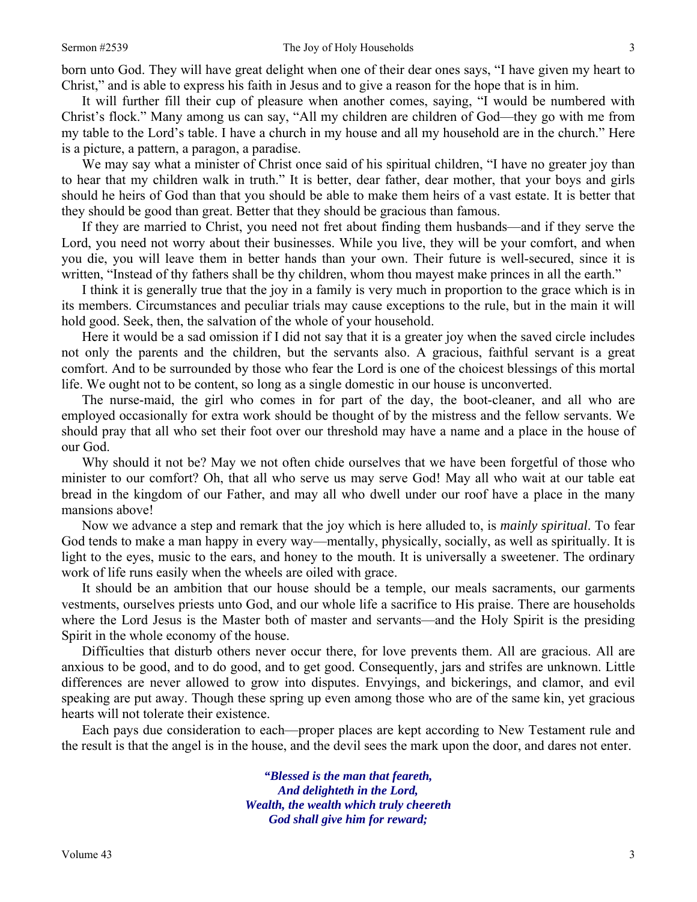born unto God. They will have great delight when one of their dear ones says, "I have given my heart to Christ," and is able to express his faith in Jesus and to give a reason for the hope that is in him.

It will further fill their cup of pleasure when another comes, saying, "I would be numbered with Christ's flock." Many among us can say, "All my children are children of God—they go with me from my table to the Lord's table. I have a church in my house and all my household are in the church." Here is a picture, a pattern, a paragon, a paradise.

We may say what a minister of Christ once said of his spiritual children, "I have no greater joy than to hear that my children walk in truth." It is better, dear father, dear mother, that your boys and girls should he heirs of God than that you should be able to make them heirs of a vast estate. It is better that they should be good than great. Better that they should be gracious than famous.

If they are married to Christ, you need not fret about finding them husbands—and if they serve the Lord, you need not worry about their businesses. While you live, they will be your comfort, and when you die, you will leave them in better hands than your own. Their future is well-secured, since it is written, "Instead of thy fathers shall be thy children, whom thou mayest make princes in all the earth."

I think it is generally true that the joy in a family is very much in proportion to the grace which is in its members. Circumstances and peculiar trials may cause exceptions to the rule, but in the main it will hold good. Seek, then, the salvation of the whole of your household.

Here it would be a sad omission if I did not say that it is a greater joy when the saved circle includes not only the parents and the children, but the servants also. A gracious, faithful servant is a great comfort. And to be surrounded by those who fear the Lord is one of the choicest blessings of this mortal life. We ought not to be content, so long as a single domestic in our house is unconverted.

The nurse-maid, the girl who comes in for part of the day, the boot-cleaner, and all who are employed occasionally for extra work should be thought of by the mistress and the fellow servants. We should pray that all who set their foot over our threshold may have a name and a place in the house of our God.

Why should it not be? May we not often chide ourselves that we have been forgetful of those who minister to our comfort? Oh, that all who serve us may serve God! May all who wait at our table eat bread in the kingdom of our Father, and may all who dwell under our roof have a place in the many mansions above!

Now we advance a step and remark that the joy which is here alluded to, is *mainly spiritual*. To fear God tends to make a man happy in every way—mentally, physically, socially, as well as spiritually. It is light to the eyes, music to the ears, and honey to the mouth. It is universally a sweetener. The ordinary work of life runs easily when the wheels are oiled with grace.

It should be an ambition that our house should be a temple, our meals sacraments, our garments vestments, ourselves priests unto God, and our whole life a sacrifice to His praise. There are households where the Lord Jesus is the Master both of master and servants—and the Holy Spirit is the presiding Spirit in the whole economy of the house.

Difficulties that disturb others never occur there, for love prevents them. All are gracious. All are anxious to be good, and to do good, and to get good. Consequently, jars and strifes are unknown. Little differences are never allowed to grow into disputes. Envyings, and bickerings, and clamor, and evil speaking are put away. Though these spring up even among those who are of the same kin, yet gracious hearts will not tolerate their existence.

Each pays due consideration to each—proper places are kept according to New Testament rule and the result is that the angel is in the house, and the devil sees the mark upon the door, and dares not enter.

> ***"Blessed is the man that feareth,***
> ***And delighteth in the Lord,***
> ***Wealth, the wealth which truly cheereth***
> ***God shall give him for reward;***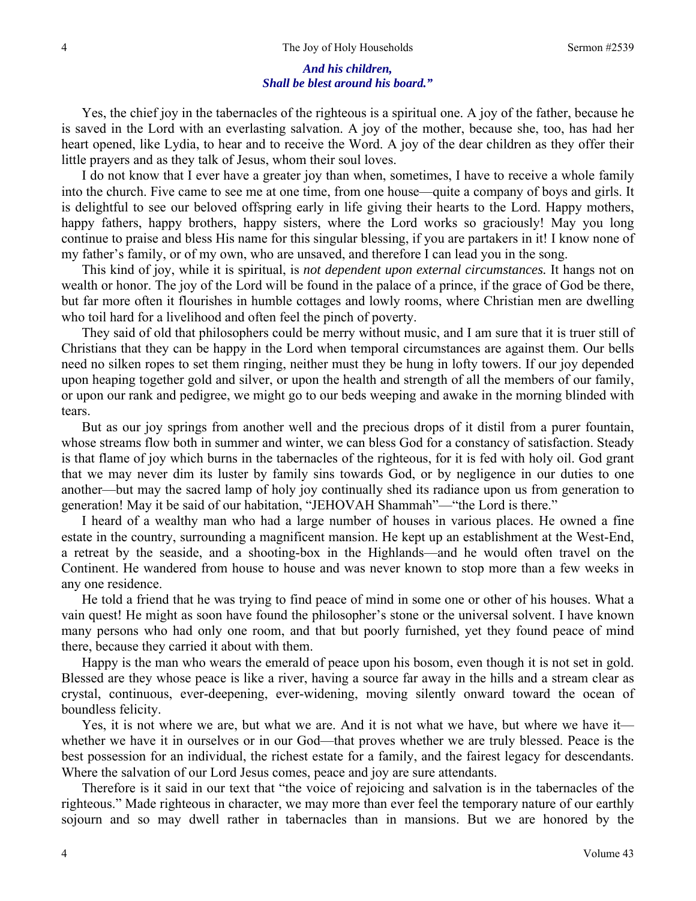***And his children,***
***Shall be blest around his board."***

Yes, the chief joy in the tabernacles of the righteous is a spiritual one. A joy of the father, because he is saved in the Lord with an everlasting salvation. A joy of the mother, because she, too, has had her heart opened, like Lydia, to hear and to receive the Word. A joy of the dear children as they offer their little prayers and as they talk of Jesus, whom their soul loves.

I do not know that I ever have a greater joy than when, sometimes, I have to receive a whole family into the church. Five came to see me at one time, from one house—quite a company of boys and girls. It is delightful to see our beloved offspring early in life giving their hearts to the Lord. Happy mothers, happy fathers, happy brothers, happy sisters, where the Lord works so graciously! May you long continue to praise and bless His name for this singular blessing, if you are partakers in it! I know none of my father's family, or of my own, who are unsaved, and therefore I can lead you in the song.

This kind of joy, while it is spiritual, is *not dependent upon external circumstances.* It hangs not on wealth or honor. The joy of the Lord will be found in the palace of a prince, if the grace of God be there, but far more often it flourishes in humble cottages and lowly rooms, where Christian men are dwelling who toil hard for a livelihood and often feel the pinch of poverty.

They said of old that philosophers could be merry without music, and I am sure that it is truer still of Christians that they can be happy in the Lord when temporal circumstances are against them. Our bells need no silken ropes to set them ringing, neither must they be hung in lofty towers. If our joy depended upon heaping together gold and silver, or upon the health and strength of all the members of our family, or upon our rank and pedigree, we might go to our beds weeping and awake in the morning blinded with tears.

But as our joy springs from another well and the precious drops of it distil from a purer fountain, whose streams flow both in summer and winter, we can bless God for a constancy of satisfaction. Steady is that flame of joy which burns in the tabernacles of the righteous, for it is fed with holy oil. God grant that we may never dim its luster by family sins towards God, or by negligence in our duties to one another—but may the sacred lamp of holy joy continually shed its radiance upon us from generation to generation! May it be said of our habitation, "JEHOVAH Shammah"—"the Lord is there."

I heard of a wealthy man who had a large number of houses in various places. He owned a fine estate in the country, surrounding a magnificent mansion. He kept up an establishment at the West-End, a retreat by the seaside, and a shooting-box in the Highlands—and he would often travel on the Continent. He wandered from house to house and was never known to stop more than a few weeks in any one residence.

He told a friend that he was trying to find peace of mind in some one or other of his houses. What a vain quest! He might as soon have found the philosopher's stone or the universal solvent. I have known many persons who had only one room, and that but poorly furnished, yet they found peace of mind there, because they carried it about with them.

Happy is the man who wears the emerald of peace upon his bosom, even though it is not set in gold. Blessed are they whose peace is like a river, having a source far away in the hills and a stream clear as crystal, continuous, ever-deepening, ever-widening, moving silently onward toward the ocean of boundless felicity.

Yes, it is not where we are, but what we are. And it is not what we have, but where we have it—whether we have it in ourselves or in our God—that proves whether we are truly blessed. Peace is the best possession for an individual, the richest estate for a family, and the fairest legacy for descendants. Where the salvation of our Lord Jesus comes, peace and joy are sure attendants.

Therefore is it said in our text that "the voice of rejoicing and salvation is in the tabernacles of the righteous." Made righteous in character, we may more than ever feel the temporary nature of our earthly sojourn and so may dwell rather in tabernacles than in mansions. But we are honored by the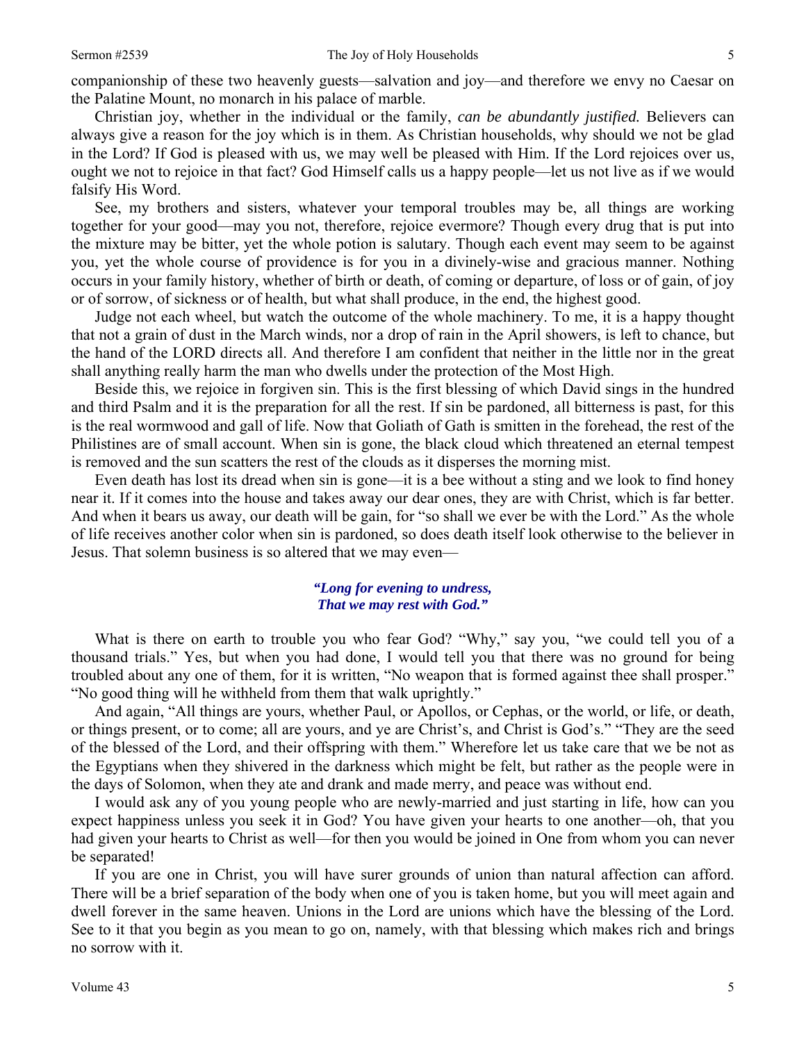companionship of these two heavenly guests—salvation and joy—and therefore we envy no Caesar on the Palatine Mount, no monarch in his palace of marble.

Christian joy, whether in the individual or the family, *can be abundantly justified.* Believers can always give a reason for the joy which is in them. As Christian households, why should we not be glad in the Lord? If God is pleased with us, we may well be pleased with Him. If the Lord rejoices over us, ought we not to rejoice in that fact? God Himself calls us a happy people—let us not live as if we would falsify His Word.

See, my brothers and sisters, whatever your temporal troubles may be, all things are working together for your good—may you not, therefore, rejoice evermore? Though every drug that is put into the mixture may be bitter, yet the whole potion is salutary. Though each event may seem to be against you, yet the whole course of providence is for you in a divinely-wise and gracious manner. Nothing occurs in your family history, whether of birth or death, of coming or departure, of loss or of gain, of joy or of sorrow, of sickness or of health, but what shall produce, in the end, the highest good.

Judge not each wheel, but watch the outcome of the whole machinery. To me, it is a happy thought that not a grain of dust in the March winds, nor a drop of rain in the April showers, is left to chance, but the hand of the LORD directs all. And therefore I am confident that neither in the little nor in the great shall anything really harm the man who dwells under the protection of the Most High.

Beside this, we rejoice in forgiven sin. This is the first blessing of which David sings in the hundred and third Psalm and it is the preparation for all the rest. If sin be pardoned, all bitterness is past, for this is the real wormwood and gall of life. Now that Goliath of Gath is smitten in the forehead, the rest of the Philistines are of small account. When sin is gone, the black cloud which threatened an eternal tempest is removed and the sun scatters the rest of the clouds as it disperses the morning mist.

Even death has lost its dread when sin is gone—it is a bee without a sting and we look to find honey near it. If it comes into the house and takes away our dear ones, they are with Christ, which is far better. And when it bears us away, our death will be gain, for "so shall we ever be with the Lord." As the whole of life receives another color when sin is pardoned, so does death itself look otherwise to the believer in Jesus. That solemn business is so altered that we may even—

> ***"Long for evening to undress,***
> ***That we may rest with God."***

What is there on earth to trouble you who fear God? "Why," say you, "we could tell you of a thousand trials." Yes, but when you had done, I would tell you that there was no ground for being troubled about any one of them, for it is written, "No weapon that is formed against thee shall prosper." "No good thing will he withheld from them that walk uprightly."

And again, "All things are yours, whether Paul, or Apollos, or Cephas, or the world, or life, or death, or things present, or to come; all are yours, and ye are Christ's, and Christ is God's." "They are the seed of the blessed of the Lord, and their offspring with them." Wherefore let us take care that we be not as the Egyptians when they shivered in the darkness which might be felt, but rather as the people were in the days of Solomon, when they ate and drank and made merry, and peace was without end.

I would ask any of you young people who are newly-married and just starting in life, how can you expect happiness unless you seek it in God? You have given your hearts to one another—oh, that you had given your hearts to Christ as well—for then you would be joined in One from whom you can never be separated!

If you are one in Christ, you will have surer grounds of union than natural affection can afford. There will be a brief separation of the body when one of you is taken home, but you will meet again and dwell forever in the same heaven. Unions in the Lord are unions which have the blessing of the Lord. See to it that you begin as you mean to go on, namely, with that blessing which makes rich and brings no sorrow with it.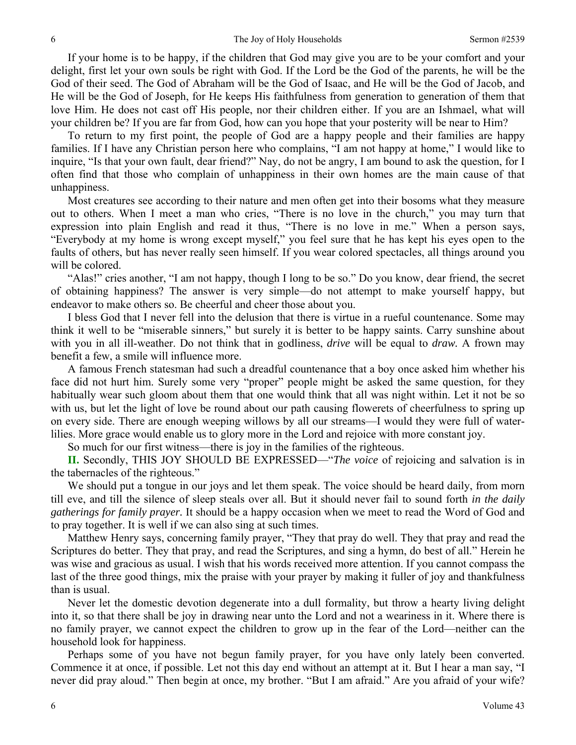If your home is to be happy, if the children that God may give you are to be your comfort and your delight, first let your own souls be right with God. If the Lord be the God of the parents, he will be the God of their seed. The God of Abraham will be the God of Isaac, and He will be the God of Jacob, and He will be the God of Joseph, for He keeps His faithfulness from generation to generation of them that love Him. He does not cast off His people, nor their children either. If you are an Ishmael, what will your children be? If you are far from God, how can you hope that your posterity will be near to Him?

To return to my first point, the people of God are a happy people and their families are happy families. If I have any Christian person here who complains, "I am not happy at home," I would like to inquire, "Is that your own fault, dear friend?" Nay, do not be angry, I am bound to ask the question, for I often find that those who complain of unhappiness in their own homes are the main cause of that unhappiness.

Most creatures see according to their nature and men often get into their bosoms what they measure out to others. When I meet a man who cries, "There is no love in the church," you may turn that expression into plain English and read it thus, "There is no love in me." When a person says, "Everybody at my home is wrong except myself," you feel sure that he has kept his eyes open to the faults of others, but has never really seen himself. If you wear colored spectacles, all things around you will be colored.

"Alas!" cries another, "I am not happy, though I long to be so." Do you know, dear friend, the secret of obtaining happiness? The answer is very simple—do not attempt to make yourself happy, but endeavor to make others so. Be cheerful and cheer those about you.

I bless God that I never fell into the delusion that there is virtue in a rueful countenance. Some may think it well to be "miserable sinners," but surely it is better to be happy saints. Carry sunshine about with you in all ill-weather. Do not think that in godliness, *drive* will be equal to *draw.* A frown may benefit a few, a smile will influence more.

A famous French statesman had such a dreadful countenance that a boy once asked him whether his face did not hurt him. Surely some very "proper" people might be asked the same question, for they habitually wear such gloom about them that one would think that all was night within. Let it not be so with us, but let the light of love be round about our path causing flowerets of cheerfulness to spring up on every side. There are enough weeping willows by all our streams—I would they were full of water-lilies. More grace would enable us to glory more in the Lord and rejoice with more constant joy.

So much for our first witness—there is joy in the families of the righteous.

**II.** Secondly, THIS JOY SHOULD BE EXPRESSED—"*The voice* of rejoicing and salvation is in the tabernacles of the righteous."

We should put a tongue in our joys and let them speak. The voice should be heard daily, from morn till eve, and till the silence of sleep steals over all. But it should never fail to sound forth *in the daily gatherings for family prayer.* It should be a happy occasion when we meet to read the Word of God and to pray together. It is well if we can also sing at such times.

Matthew Henry says, concerning family prayer, "They that pray do well. They that pray and read the Scriptures do better. They that pray, and read the Scriptures, and sing a hymn, do best of all." Herein he was wise and gracious as usual. I wish that his words received more attention. If you cannot compass the last of the three good things, mix the praise with your prayer by making it fuller of joy and thankfulness than is usual.

Never let the domestic devotion degenerate into a dull formality, but throw a hearty living delight into it, so that there shall be joy in drawing near unto the Lord and not a weariness in it. Where there is no family prayer, we cannot expect the children to grow up in the fear of the Lord—neither can the household look for happiness.

Perhaps some of you have not begun family prayer, for you have only lately been converted. Commence it at once, if possible. Let not this day end without an attempt at it. But I hear a man say, "I never did pray aloud." Then begin at once, my brother. "But I am afraid." Are you afraid of your wife?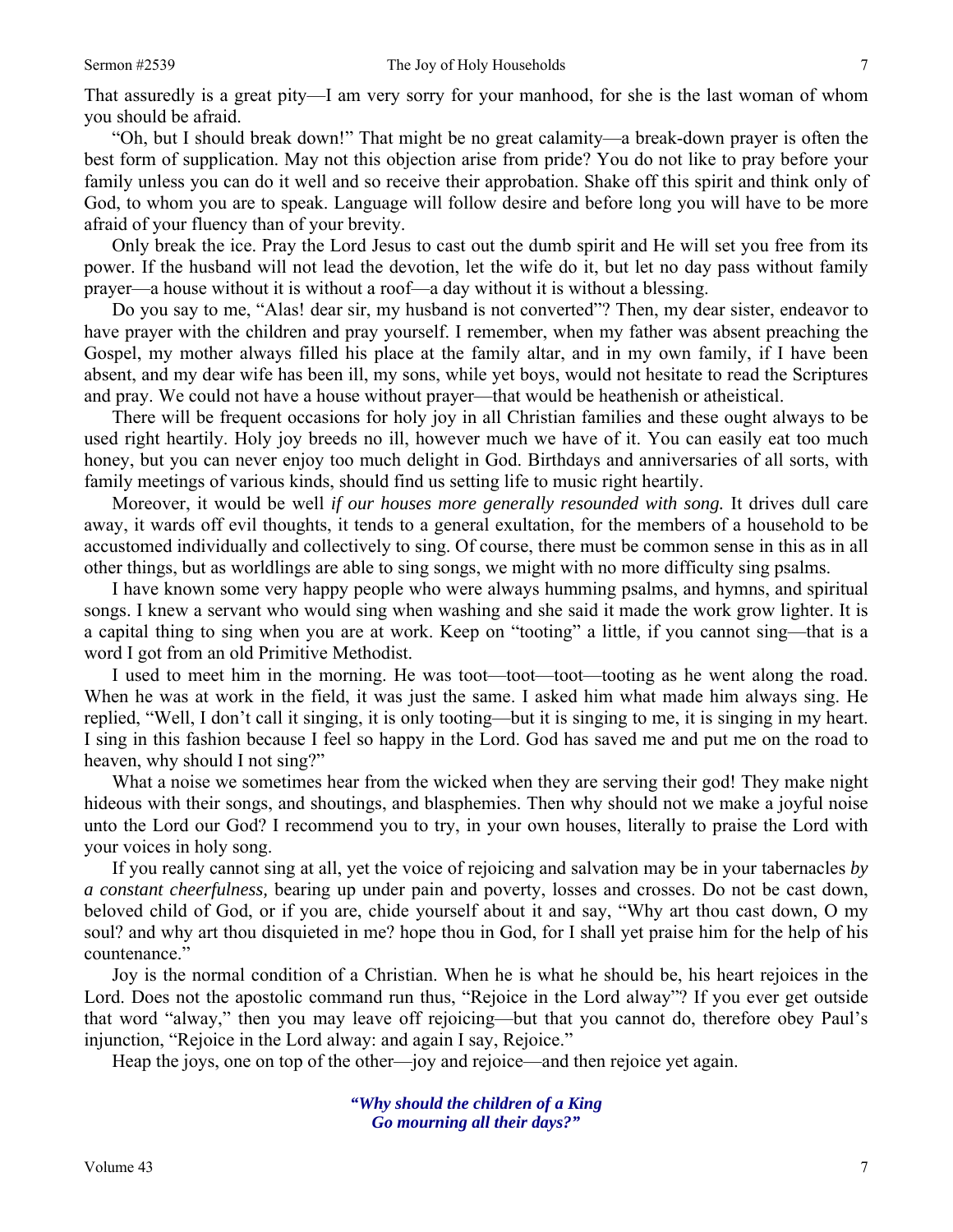That assuredly is a great pity—I am very sorry for your manhood, for she is the last woman of whom you should be afraid.

"Oh, but I should break down!" That might be no great calamity—a break-down prayer is often the best form of supplication. May not this objection arise from pride? You do not like to pray before your family unless you can do it well and so receive their approbation. Shake off this spirit and think only of God, to whom you are to speak. Language will follow desire and before long you will have to be more afraid of your fluency than of your brevity.

Only break the ice. Pray the Lord Jesus to cast out the dumb spirit and He will set you free from its power. If the husband will not lead the devotion, let the wife do it, but let no day pass without family prayer—a house without it is without a roof—a day without it is without a blessing.

Do you say to me, "Alas! dear sir, my husband is not converted"? Then, my dear sister, endeavor to have prayer with the children and pray yourself. I remember, when my father was absent preaching the Gospel, my mother always filled his place at the family altar, and in my own family, if I have been absent, and my dear wife has been ill, my sons, while yet boys, would not hesitate to read the Scriptures and pray. We could not have a house without prayer—that would be heathenish or atheistical.

There will be frequent occasions for holy joy in all Christian families and these ought always to be used right heartily. Holy joy breeds no ill, however much we have of it. You can easily eat too much honey, but you can never enjoy too much delight in God. Birthdays and anniversaries of all sorts, with family meetings of various kinds, should find us setting life to music right heartily.

Moreover, it would be well *if our houses more generally resounded with song.* It drives dull care away, it wards off evil thoughts, it tends to a general exultation, for the members of a household to be accustomed individually and collectively to sing. Of course, there must be common sense in this as in all other things, but as worldlings are able to sing songs, we might with no more difficulty sing psalms.

I have known some very happy people who were always humming psalms, and hymns, and spiritual songs. I knew a servant who would sing when washing and she said it made the work grow lighter. It is a capital thing to sing when you are at work. Keep on "tooting" a little, if you cannot sing—that is a word I got from an old Primitive Methodist.

I used to meet him in the morning. He was toot—toot—toot—tooting as he went along the road. When he was at work in the field, it was just the same. I asked him what made him always sing. He replied, "Well, I don't call it singing, it is only tooting—but it is singing to me, it is singing in my heart. I sing in this fashion because I feel so happy in the Lord. God has saved me and put me on the road to heaven, why should I not sing?"

What a noise we sometimes hear from the wicked when they are serving their god! They make night hideous with their songs, and shoutings, and blasphemies. Then why should not we make a joyful noise unto the Lord our God? I recommend you to try, in your own houses, literally to praise the Lord with your voices in holy song.

If you really cannot sing at all, yet the voice of rejoicing and salvation may be in your tabernacles *by a constant cheerfulness,* bearing up under pain and poverty, losses and crosses. Do not be cast down, beloved child of God, or if you are, chide yourself about it and say, "Why art thou cast down, O my soul? and why art thou disquieted in me? hope thou in God, for I shall yet praise him for the help of his countenance."

Joy is the normal condition of a Christian. When he is what he should be, his heart rejoices in the Lord. Does not the apostolic command run thus, "Rejoice in the Lord alway"? If you ever get outside that word "alway," then you may leave off rejoicing—but that you cannot do, therefore obey Paul's injunction, "Rejoice in the Lord alway: and again I say, Rejoice."

Heap the joys, one on top of the other—joy and rejoice—and then rejoice yet again.

***"Why should the children of a King***
***Go mourning all their days?"***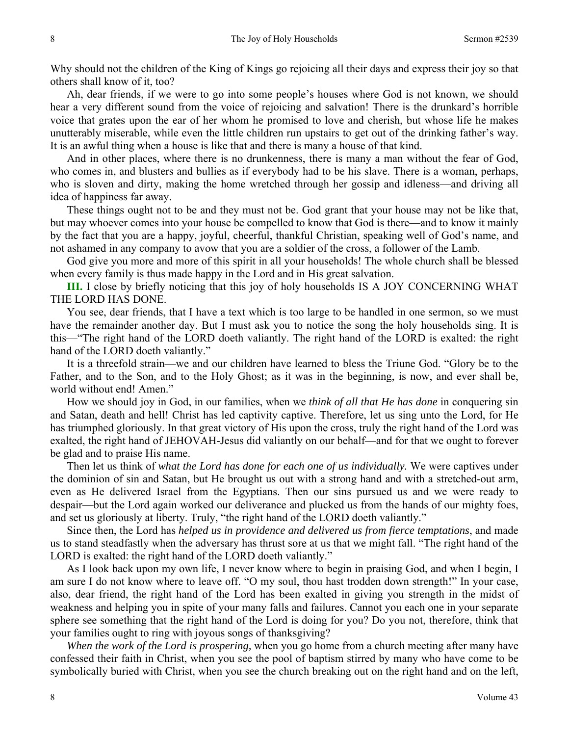Why should not the children of the King of Kings go rejoicing all their days and express their joy so that others shall know of it, too?

Ah, dear friends, if we were to go into some people's houses where God is not known, we should hear a very different sound from the voice of rejoicing and salvation! There is the drunkard's horrible voice that grates upon the ear of her whom he promised to love and cherish, but whose life he makes unutterably miserable, while even the little children run upstairs to get out of the drinking father's way. It is an awful thing when a house is like that and there is many a house of that kind.

And in other places, where there is no drunkenness, there is many a man without the fear of God, who comes in, and blusters and bullies as if everybody had to be his slave. There is a woman, perhaps, who is sloven and dirty, making the home wretched through her gossip and idleness—and driving all idea of happiness far away.

These things ought not to be and they must not be. God grant that your house may not be like that, but may whoever comes into your house be compelled to know that God is there—and to know it mainly by the fact that you are a happy, joyful, cheerful, thankful Christian, speaking well of God's name, and not ashamed in any company to avow that you are a soldier of the cross, a follower of the Lamb.

God give you more and more of this spirit in all your households! The whole church shall be blessed when every family is thus made happy in the Lord and in His great salvation.

**III.** I close by briefly noticing that this joy of holy households IS A JOY CONCERNING WHAT THE LORD HAS DONE.

You see, dear friends, that I have a text which is too large to be handled in one sermon, so we must have the remainder another day. But I must ask you to notice the song the holy households sing. It is this—"The right hand of the LORD doeth valiantly. The right hand of the LORD is exalted: the right hand of the LORD doeth valiantly."

It is a threefold strain—we and our children have learned to bless the Triune God. "Glory be to the Father, and to the Son, and to the Holy Ghost; as it was in the beginning, is now, and ever shall be, world without end! Amen."

How we should joy in God, in our families, when we *think of all that He has done* in conquering sin and Satan, death and hell! Christ has led captivity captive. Therefore, let us sing unto the Lord, for He has triumphed gloriously. In that great victory of His upon the cross, truly the right hand of the Lord was exalted, the right hand of JEHOVAH-Jesus did valiantly on our behalf—and for that we ought to forever be glad and to praise His name.

Then let us think of *what the Lord has done for each one of us individually.* We were captives under the dominion of sin and Satan, but He brought us out with a strong hand and with a stretched-out arm, even as He delivered Israel from the Egyptians. Then our sins pursued us and we were ready to despair—but the Lord again worked our deliverance and plucked us from the hands of our mighty foes, and set us gloriously at liberty. Truly, "the right hand of the LORD doeth valiantly."

Since then, the Lord has *helped us in providence and delivered us from fierce temptations*, and made us to stand steadfastly when the adversary has thrust sore at us that we might fall. "The right hand of the LORD is exalted: the right hand of the LORD doeth valiantly."

As I look back upon my own life, I never know where to begin in praising God, and when I begin, I am sure I do not know where to leave off. "O my soul, thou hast trodden down strength!" In your case, also, dear friend, the right hand of the Lord has been exalted in giving you strength in the midst of weakness and helping you in spite of your many falls and failures. Cannot you each one in your separate sphere see something that the right hand of the Lord is doing for you? Do you not, therefore, think that your families ought to ring with joyous songs of thanksgiving?

*When the work of the Lord is prospering,* when you go home from a church meeting after many have confessed their faith in Christ, when you see the pool of baptism stirred by many who have come to be symbolically buried with Christ, when you see the church breaking out on the right hand and on the left,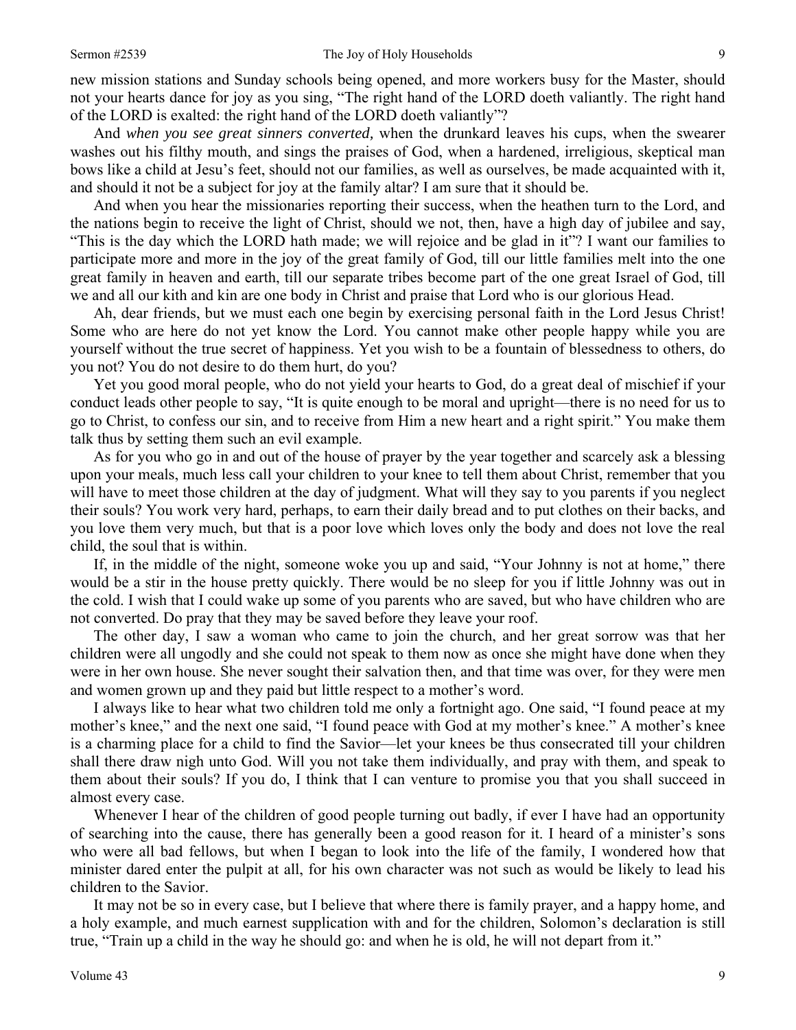new mission stations and Sunday schools being opened, and more workers busy for the Master, should not your hearts dance for joy as you sing, "The right hand of the LORD doeth valiantly. The right hand of the LORD is exalted: the right hand of the LORD doeth valiantly"?

And *when you see great sinners converted,* when the drunkard leaves his cups, when the swearer washes out his filthy mouth, and sings the praises of God, when a hardened, irreligious, skeptical man bows like a child at Jesu's feet, should not our families, as well as ourselves, be made acquainted with it, and should it not be a subject for joy at the family altar? I am sure that it should be.

And when you hear the missionaries reporting their success, when the heathen turn to the Lord, and the nations begin to receive the light of Christ, should we not, then, have a high day of jubilee and say, "This is the day which the LORD hath made; we will rejoice and be glad in it"? I want our families to participate more and more in the joy of the great family of God, till our little families melt into the one great family in heaven and earth, till our separate tribes become part of the one great Israel of God, till we and all our kith and kin are one body in Christ and praise that Lord who is our glorious Head.

Ah, dear friends, but we must each one begin by exercising personal faith in the Lord Jesus Christ! Some who are here do not yet know the Lord. You cannot make other people happy while you are yourself without the true secret of happiness. Yet you wish to be a fountain of blessedness to others, do you not? You do not desire to do them hurt, do you?

Yet you good moral people, who do not yield your hearts to God, do a great deal of mischief if your conduct leads other people to say, "It is quite enough to be moral and upright—there is no need for us to go to Christ, to confess our sin, and to receive from Him a new heart and a right spirit." You make them talk thus by setting them such an evil example.

As for you who go in and out of the house of prayer by the year together and scarcely ask a blessing upon your meals, much less call your children to your knee to tell them about Christ, remember that you will have to meet those children at the day of judgment. What will they say to you parents if you neglect their souls? You work very hard, perhaps, to earn their daily bread and to put clothes on their backs, and you love them very much, but that is a poor love which loves only the body and does not love the real child, the soul that is within.

If, in the middle of the night, someone woke you up and said, "Your Johnny is not at home," there would be a stir in the house pretty quickly. There would be no sleep for you if little Johnny was out in the cold. I wish that I could wake up some of you parents who are saved, but who have children who are not converted. Do pray that they may be saved before they leave your roof.

The other day, I saw a woman who came to join the church, and her great sorrow was that her children were all ungodly and she could not speak to them now as once she might have done when they were in her own house. She never sought their salvation then, and that time was over, for they were men and women grown up and they paid but little respect to a mother's word.

I always like to hear what two children told me only a fortnight ago. One said, "I found peace at my mother's knee," and the next one said, "I found peace with God at my mother's knee." A mother's knee is a charming place for a child to find the Savior—let your knees be thus consecrated till your children shall there draw nigh unto God. Will you not take them individually, and pray with them, and speak to them about their souls? If you do, I think that I can venture to promise you that you shall succeed in almost every case.

Whenever I hear of the children of good people turning out badly, if ever I have had an opportunity of searching into the cause, there has generally been a good reason for it. I heard of a minister's sons who were all bad fellows, but when I began to look into the life of the family, I wondered how that minister dared enter the pulpit at all, for his own character was not such as would be likely to lead his children to the Savior.

It may not be so in every case, but I believe that where there is family prayer, and a happy home, and a holy example, and much earnest supplication with and for the children, Solomon's declaration is still true, "Train up a child in the way he should go: and when he is old, he will not depart from it."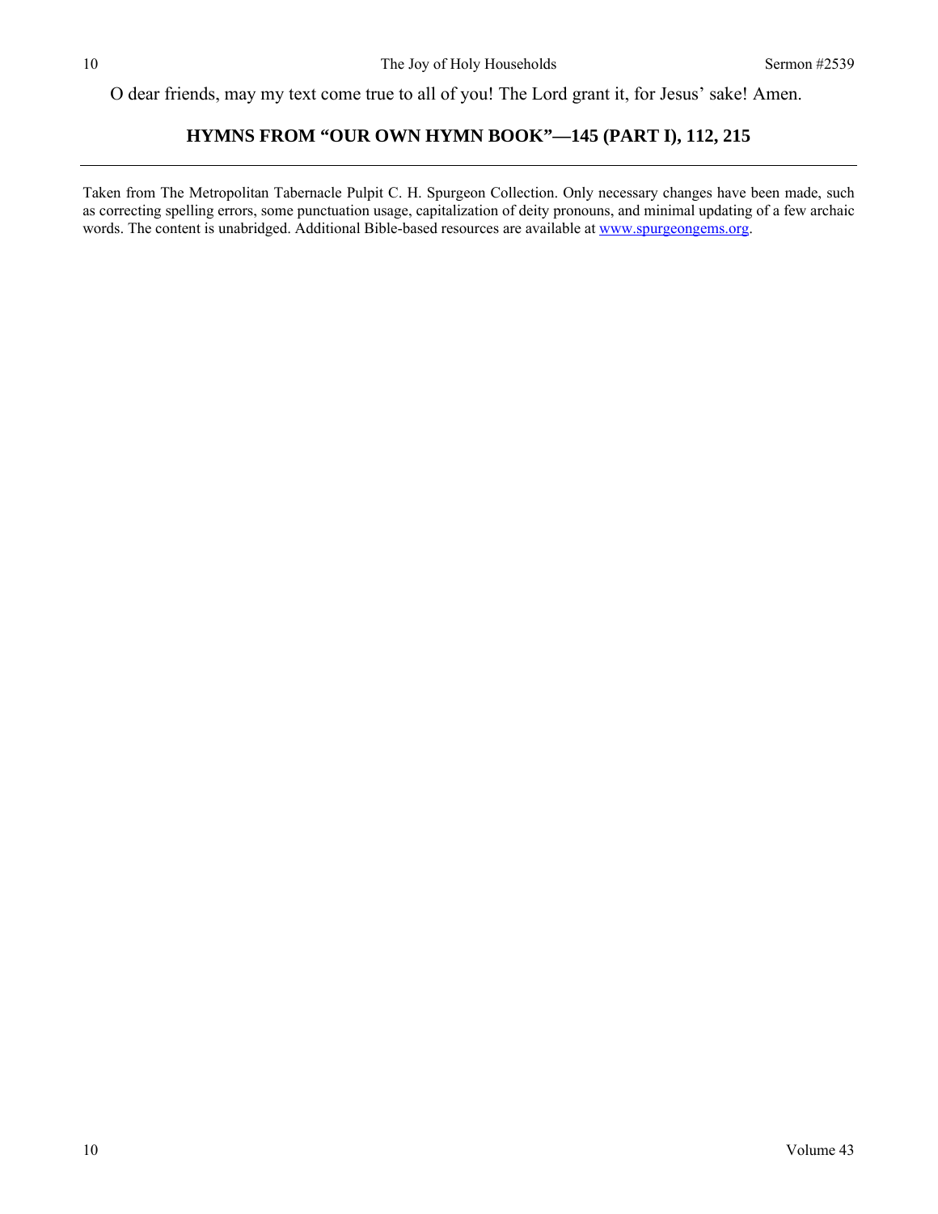O dear friends, may my text come true to all of you! The Lord grant it, for Jesus' sake! Amen.

## HYMNS FROM "OUR OWN HYMN BOOK"—145 (PART I), 112, 215

---

Taken from The Metropolitan Tabernacle Pulpit C. H. Spurgeon Collection. Only necessary changes have been made, such as correcting spelling errors, some punctuation usage, capitalization of deity pronouns, and minimal updating of a few archaic words. The content is unabridged. Additional Bible-based resources are available at [www.spurgeongems.org](http://www.spurgeongems.org).